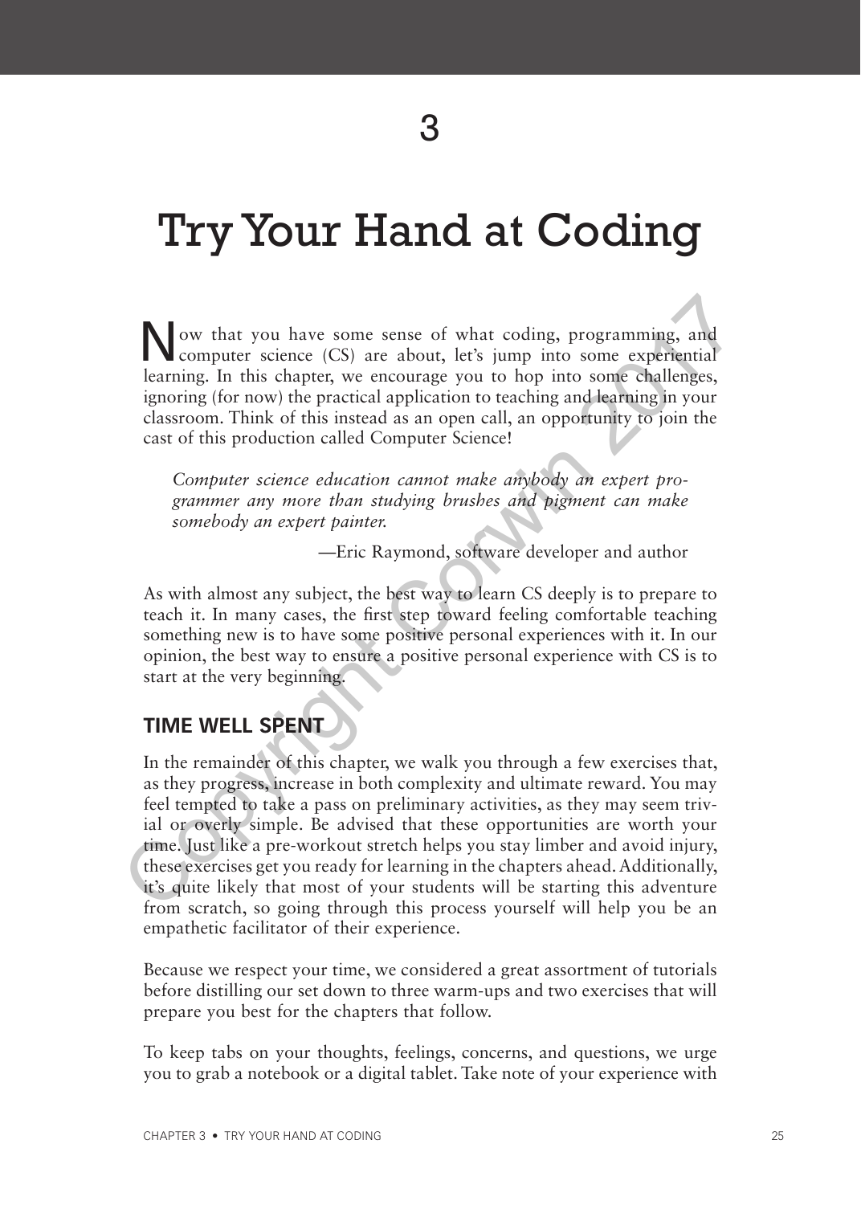# 3

# Try Your Hand at Coding

Now that you have some sense of what coding, programming, and computer science (CS) are about, let's jump into some experiential learning. In this chapter, we encourage you to hop into some challenges, ignoring (for now) the practical application to teaching and learning in your classroom. Think of this instead as an open call, an opportunity to join the cast of this production called Computer Science!

> *Computer science education cannot make anybody an expert programmer any more than studying brushes and pigment can make somebody an expert painter.*
>
> —Eric Raymond, software developer and author

As with almost any subject, the best way to learn CS deeply is to prepare to teach it. In many cases, the first step toward feeling comfortable teaching something new is to have some positive personal experiences with it. In our opinion, the best way to ensure a positive personal experience with CS is to start at the very beginning.

## TIME WELL SPENT

In the remainder of this chapter, we walk you through a few exercises that, as they progress, increase in both complexity and ultimate reward. You may feel tempted to take a pass on preliminary activities, as they may seem trivial or overly simple. Be advised that these opportunities are worth your time. Just like a pre-workout stretch helps you stay limber and avoid injury, these exercises get you ready for learning in the chapters ahead. Additionally, it's quite likely that most of your students will be starting this adventure from scratch, so going through this process yourself will help you be an empathetic facilitator of their experience.

Because we respect your time, we considered a great assortment of tutorials before distilling our set down to three warm-ups and two exercises that will prepare you best for the chapters that follow.

To keep tabs on your thoughts, feelings, concerns, and questions, we urge you to grab a notebook or a digital tablet. Take note of your experience with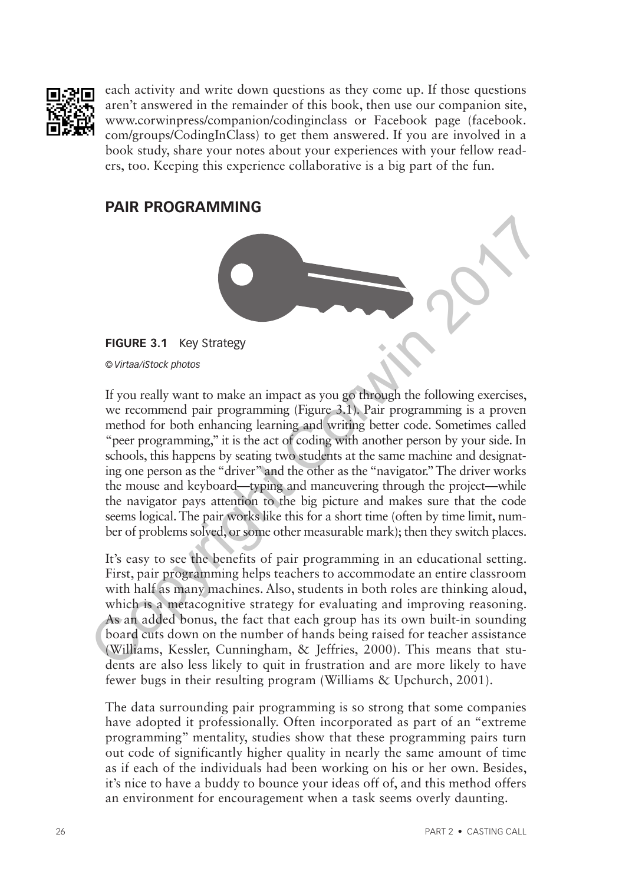each activity and write down questions as they come up. If those questions aren't answered in the remainder of this book, then use our companion site, www.corwinpress/companion/codinginclass or Facebook page (facebook.com/groups/CodingInClass) to get them answered. If you are involved in a book study, share your notes about your experiences with your fellow readers, too. Keeping this experience collaborative is a big part of the fun.

## PAIR PROGRAMMING

**FIGURE 3.1** Key Strategy

*© Virtaa/iStock photos*

If you really want to make an impact as you go through the following exercises, we recommend pair programming (Figure 3.1). Pair programming is a proven method for both enhancing learning and writing better code. Sometimes called "peer programming," it is the act of coding with another person by your side. In schools, this happens by seating two students at the same machine and designating one person as the "driver" and the other as the "navigator." The driver works the mouse and keyboard—typing and maneuvering through the project—while the navigator pays attention to the big picture and makes sure that the code seems logical. The pair works like this for a short time (often by time limit, number of problems solved, or some other measurable mark); then they switch places.

It's easy to see the benefits of pair programming in an educational setting. First, pair programming helps teachers to accommodate an entire classroom with half as many machines. Also, students in both roles are thinking aloud, which is a metacognitive strategy for evaluating and improving reasoning. As an added bonus, the fact that each group has its own built-in sounding board cuts down on the number of hands being raised for teacher assistance (Williams, Kessler, Cunningham, & Jeffries, 2000). This means that students are also less likely to quit in frustration and are more likely to have fewer bugs in their resulting program (Williams & Upchurch, 2001).

The data surrounding pair programming is so strong that some companies have adopted it professionally. Often incorporated as part of an "extreme programming" mentality, studies show that these programming pairs turn out code of significantly higher quality in nearly the same amount of time as if each of the individuals had been working on his or her own. Besides, it's nice to have a buddy to bounce your ideas off of, and this method offers an environment for encouragement when a task seems overly daunting.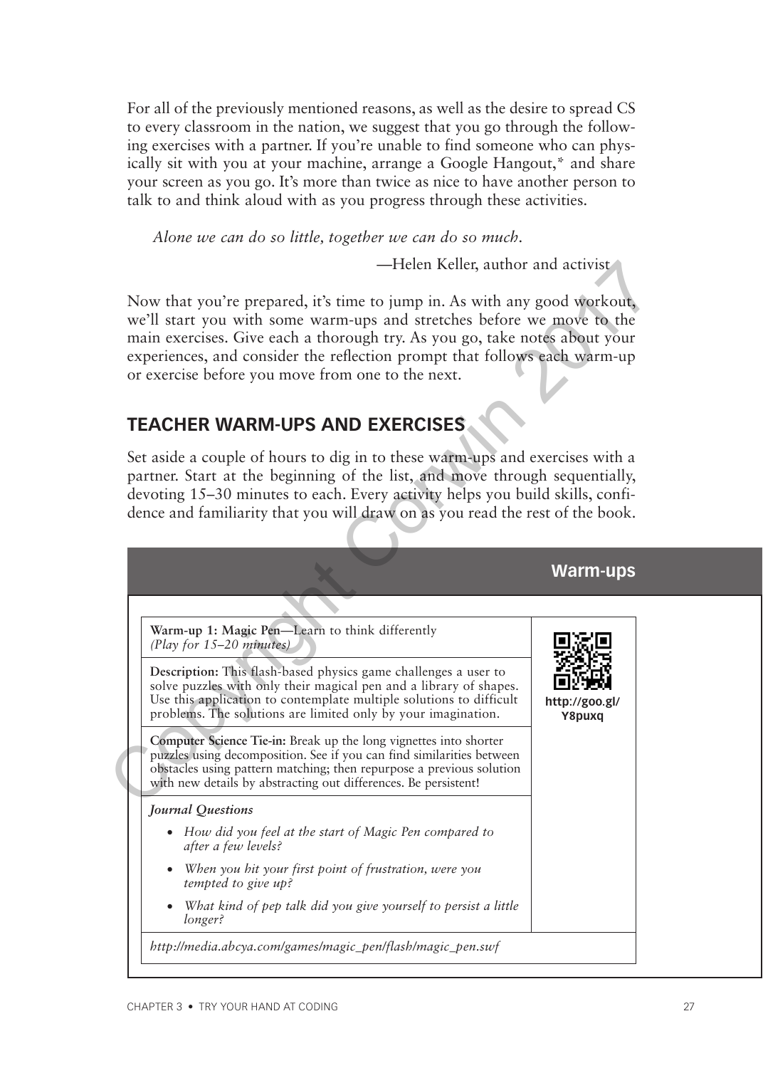For all of the previously mentioned reasons, as well as the desire to spread CS to every classroom in the nation, we suggest that you go through the following exercises with a partner. If you're unable to find someone who can physically sit with you at your machine, arrange a Google Hangout,* and share your screen as you go. It's more than twice as nice to have another person to talk to and think aloud with as you progress through these activities.

> *Alone we can do so little, together we can do so much.*
>
> —Helen Keller, author and activist

Now that you're prepared, it's time to jump in. As with any good workout, we'll start you with some warm-ups and stretches before we move to the main exercises. Give each a thorough try. As you go, take notes about your experiences, and consider the reflection prompt that follows each warm-up or exercise before you move from one to the next.

## TEACHER WARM-UPS AND EXERCISES

Set aside a couple of hours to dig in to these warm-ups and exercises with a partner. Start at the beginning of the list, and move through sequentially, devoting 15–30 minutes to each. Every activity helps you build skills, confidence and familiarity that you will draw on as you read the rest of the book.

### Warm-ups

**Warm-up 1: Magic Pen**—Learn to think differently
*(Play for 15–20 minutes)*

**Description:** This flash-based physics game challenges a user to solve puzzles with only their magical pen and a library of shapes. Use this application to contemplate multiple solutions to difficult problems. The solutions are limited only by your imagination.

**Computer Science Tie-in:** Break up the long vignettes into shorter puzzles using decomposition. See if you can find similarities between obstacles using pattern matching; then repurpose a previous solution with new details by abstracting out differences. Be persistent!

*Journal Questions*

- *How did you feel at the start of Magic Pen compared to after a few levels?*
- *When you hit your first point of frustration, were you tempted to give up?*
- *What kind of pep talk did you give yourself to persist a little longer?*

http://goo.gl/Y8puxq

*http://media.abcya.com/games/magic_pen/flash/magic_pen.swf*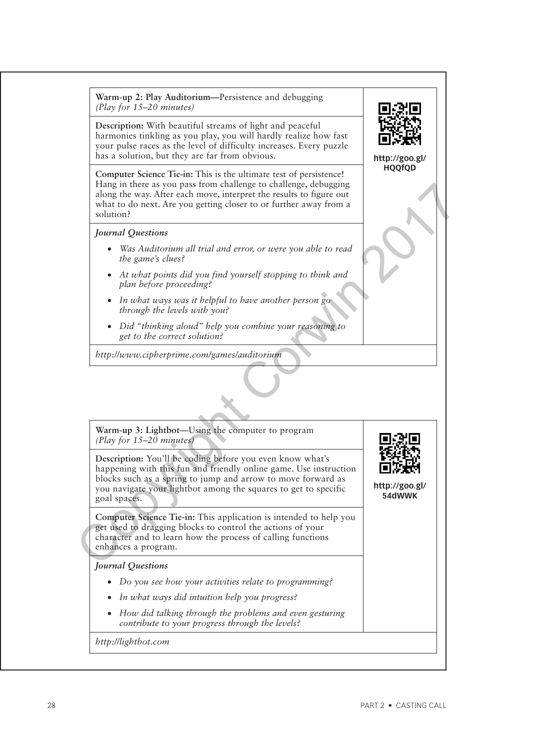**Warm-up 2: Play Auditorium—**Persistence and debugging
*(Play for 15–20 minutes)*

http://goo.gl/HQQfQD

**Description:** With beautiful streams of light and peaceful harmonies tinkling as you play, you will hardly realize how fast your pulse races as the level of difficulty increases. Every puzzle has a solution, but they are far from obvious.

**Computer Science Tie-in:** This is the ultimate test of persistence! Hang in there as you pass from challenge to challenge, debugging along the way. After each move, interpret the results to figure out what to do next. Are you getting closer to or further away from a solution?

***Journal Questions***

- *Was Auditorium all trial and error, or were you able to read the game's clues?*
- *At what points did you find yourself stopping to think and plan before proceeding?*
- *In what ways was it helpful to have another person go through the levels with you?*
- *Did "thinking aloud" help you combine your reasoning to get to the correct solution?*

*http://www.cipherprime.com/games/auditorium*

**Warm-up 3: Lightbot—**Using the computer to program
*(Play for 15–20 minutes)*

http://goo.gl/54dWWK

**Description:** You'll be coding before you even know what's happening with this fun and friendly online game. Use instruction blocks such as a spring to jump and arrow to move forward as you navigate your lightbot among the squares to get to specific goal spaces.

**Computer Science Tie-in:** This application is intended to help you get used to dragging blocks to control the actions of your character and to learn how the process of calling functions enhances a program.

***Journal Questions***

- *Do you see how your activities relate to programming?*
- *In what ways did intuition help you progress?*
- *How did talking through the problems and even gesturing contribute to your progress through the levels?*

*http://lightbot.com*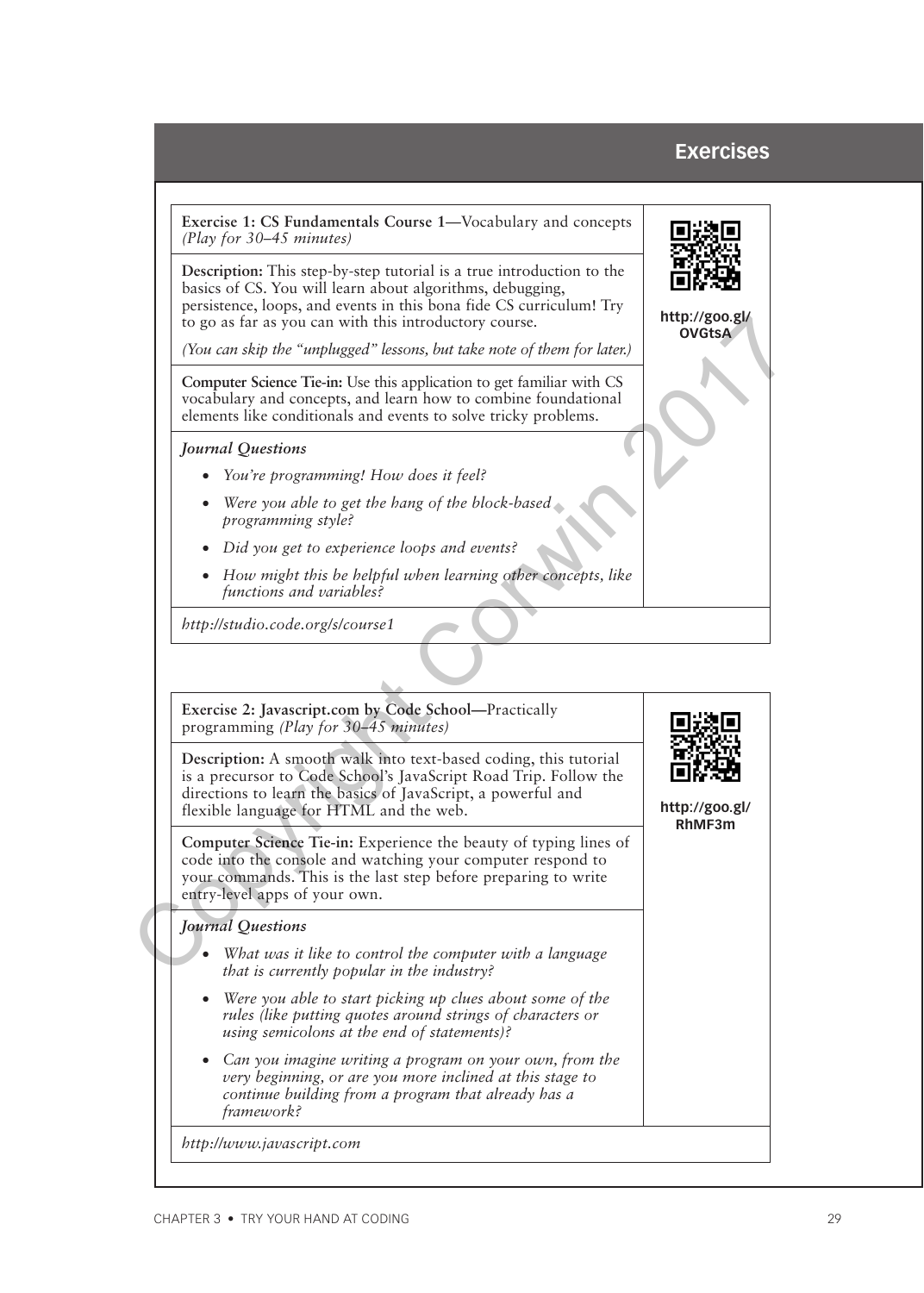## Exercises

**Exercise 1: CS Fundamentals Course 1**—Vocabulary and concepts *(Play for 30–45 minutes)*

http://goo.gl/OVGtsA

**Description:** This step-by-step tutorial is a true introduction to the basics of CS. You will learn about algorithms, debugging, persistence, loops, and events in this bona fide CS curriculum! Try to go as far as you can with this introductory course.

*(You can skip the "unplugged" lessons, but take note of them for later.)*

**Computer Science Tie-in:** Use this application to get familiar with CS vocabulary and concepts, and learn how to combine foundational elements like conditionals and events to solve tricky problems.

*Journal Questions*

- *You're programming! How does it feel?*
- *Were you able to get the hang of the block-based programming style?*
- *Did you get to experience loops and events?*
- *How might this be helpful when learning other concepts, like functions and variables?*

*http://studio.code.org/s/course1*

**Exercise 2: Javascript.com by Code School**—Practically programming *(Play for 30–45 minutes)*

http://goo.gl/RhMF3m

**Description:** A smooth walk into text-based coding, this tutorial is a precursor to Code School's JavaScript Road Trip. Follow the directions to learn the basics of JavaScript, a powerful and flexible language for HTML and the web.

**Computer Science Tie-in:** Experience the beauty of typing lines of code into the console and watching your computer respond to your commands. This is the last step before preparing to write entry-level apps of your own.

*Journal Questions*

- *What was it like to control the computer with a language that is currently popular in the industry?*
- *Were you able to start picking up clues about some of the rules (like putting quotes around strings of characters or using semicolons at the end of statements)?*
- *Can you imagine writing a program on your own, from the very beginning, or are you more inclined at this stage to continue building from a program that already has a framework?*

*http://www.javascript.com*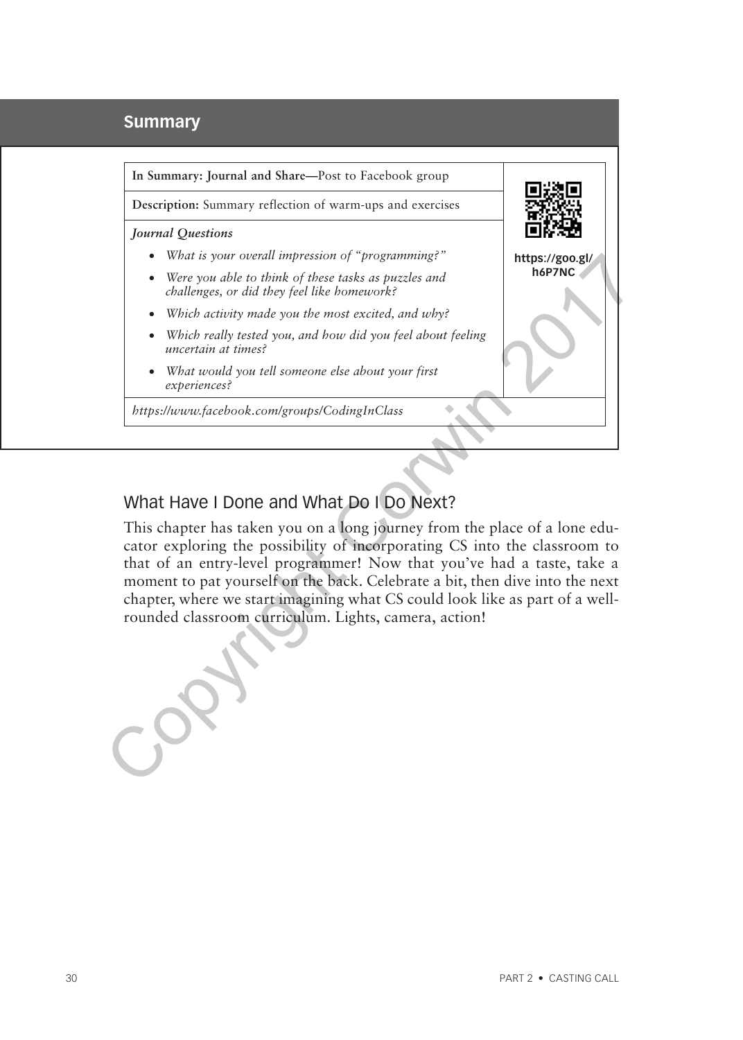## Summary

**In Summary: Journal and Share—**Post to Facebook group

**Description:** Summary reflection of warm-ups and exercises

*Journal Questions*

- *What is your overall impression of "programming?"*
- *Were you able to think of these tasks as puzzles and challenges, or did they feel like homework?*
- *Which activity made you the most excited, and why?*
- *Which really tested you, and how did you feel about feeling uncertain at times?*
- *What would you tell someone else about your first experiences?*

*https://www.facebook.com/groups/CodingInClass*

**https://goo.gl/h6P7NC**

### What Have I Done and What Do I Do Next?

This chapter has taken you on a long journey from the place of a lone educator exploring the possibility of incorporating CS into the classroom to that of an entry-level programmer! Now that you've had a taste, take a moment to pat yourself on the back. Celebrate a bit, then dive into the next chapter, where we start imagining what CS could look like as part of a well-rounded classroom curriculum. Lights, camera, action!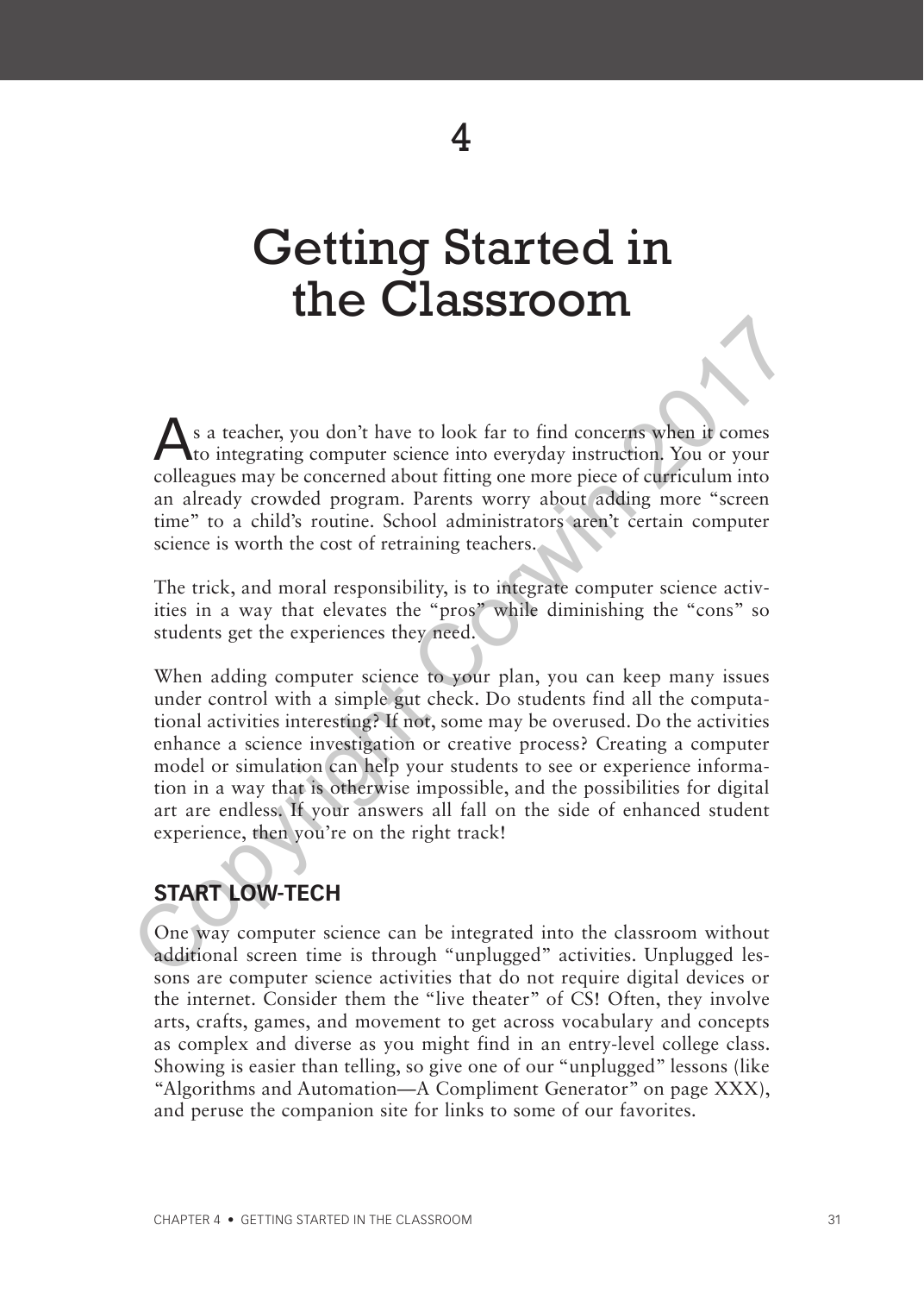# 4

# Getting Started in the Classroom

As a teacher, you don't have to look far to find concerns when it comes to integrating computer science into everyday instruction. You or your colleagues may be concerned about fitting one more piece of curriculum into an already crowded program. Parents worry about adding more "screen time" to a child's routine. School administrators aren't certain computer science is worth the cost of retraining teachers.

The trick, and moral responsibility, is to integrate computer science activities in a way that elevates the "pros" while diminishing the "cons" so students get the experiences they need.

When adding computer science to your plan, you can keep many issues under control with a simple gut check. Do students find all the computational activities interesting? If not, some may be overused. Do the activities enhance a science investigation or creative process? Creating a computer model or simulation can help your students to see or experience information in a way that is otherwise impossible, and the possibilities for digital art are endless. If your answers all fall on the side of enhanced student experience, then you're on the right track!

## START LOW-TECH

One way computer science can be integrated into the classroom without additional screen time is through "unplugged" activities. Unplugged lessons are computer science activities that do not require digital devices or the internet. Consider them the "live theater" of CS! Often, they involve arts, crafts, games, and movement to get across vocabulary and concepts as complex and diverse as you might find in an entry-level college class. Showing is easier than telling, so give one of our "unplugged" lessons (like "Algorithms and Automation—A Compliment Generator" on page XXX), and peruse the companion site for links to some of our favorites.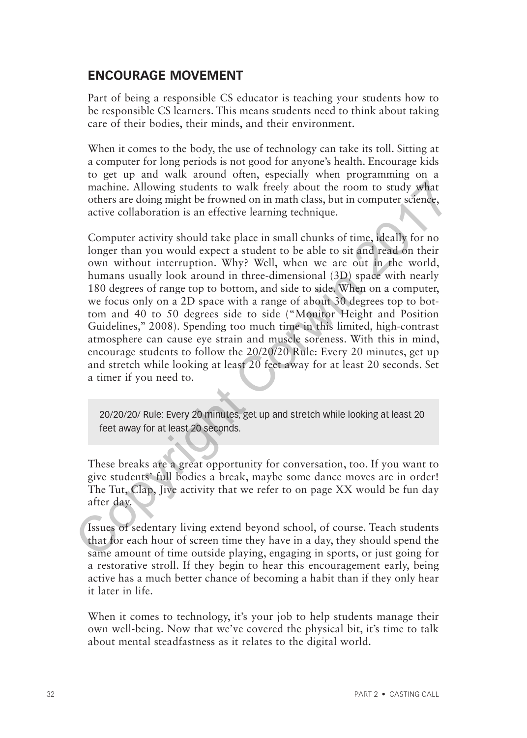## ENCOURAGE MOVEMENT

Part of being a responsible CS educator is teaching your students how to be responsible CS learners. This means students need to think about taking care of their bodies, their minds, and their environment.

When it comes to the body, the use of technology can take its toll. Sitting at a computer for long periods is not good for anyone's health. Encourage kids to get up and walk around often, especially when programming on a machine. Allowing students to walk freely about the room to study what others are doing might be frowned on in math class, but in computer science, active collaboration is an effective learning technique.

Computer activity should take place in small chunks of time, ideally for no longer than you would expect a student to be able to sit and read on their own without interruption. Why? Well, when we are out in the world, humans usually look around in three-dimensional (3D) space with nearly 180 degrees of range top to bottom, and side to side. When on a computer, we focus only on a 2D space with a range of about 30 degrees top to bottom and 40 to 50 degrees side to side ("Monitor Height and Position Guidelines," 2008). Spending too much time in this limited, high-contrast atmosphere can cause eye strain and muscle soreness. With this in mind, encourage students to follow the 20/20/20 Rule: Every 20 minutes, get up and stretch while looking at least 20 feet away for at least 20 seconds. Set a timer if you need to.

> 20/20/20/ Rule: Every 20 minutes, get up and stretch while looking at least 20 feet away for at least 20 seconds.

These breaks are a great opportunity for conversation, too. If you want to give students' full bodies a break, maybe some dance moves are in order! The Tut, Clap, Jive activity that we refer to on page XX would be fun day after day.

Issues of sedentary living extend beyond school, of course. Teach students that for each hour of screen time they have in a day, they should spend the same amount of time outside playing, engaging in sports, or just going for a restorative stroll. If they begin to hear this encouragement early, being active has a much better chance of becoming a habit than if they only hear it later in life.

When it comes to technology, it's your job to help students manage their own well-being. Now that we've covered the physical bit, it's time to talk about mental steadfastness as it relates to the digital world.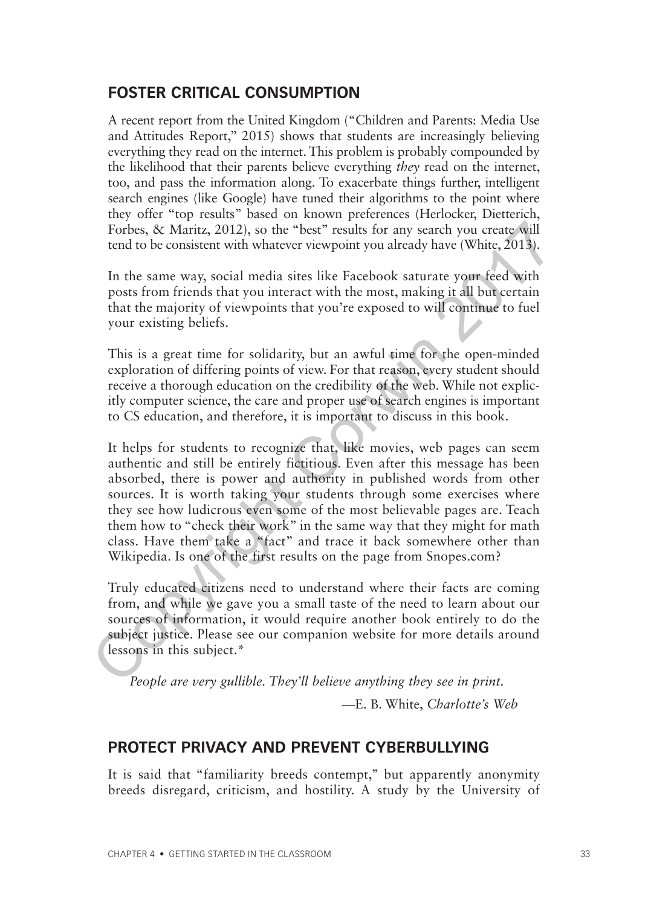## FOSTER CRITICAL CONSUMPTION

A recent report from the United Kingdom ("Children and Parents: Media Use and Attitudes Report," 2015) shows that students are increasingly believing everything they read on the internet. This problem is probably compounded by the likelihood that their parents believe everything *they* read on the internet, too, and pass the information along. To exacerbate things further, intelligent search engines (like Google) have tuned their algorithms to the point where they offer "top results" based on known preferences (Herlocker, Dietterich, Forbes, & Maritz, 2012), so the "best" results for any search you create will tend to be consistent with whatever viewpoint you already have (White, 2013).

In the same way, social media sites like Facebook saturate your feed with posts from friends that you interact with the most, making it all but certain that the majority of viewpoints that you're exposed to will continue to fuel your existing beliefs.

This is a great time for solidarity, but an awful time for the open-minded exploration of differing points of view. For that reason, every student should receive a thorough education on the credibility of the web. While not explicitly computer science, the care and proper use of search engines is important to CS education, and therefore, it is important to discuss in this book.

It helps for students to recognize that, like movies, web pages can seem authentic and still be entirely fictitious. Even after this message has been absorbed, there is power and authority in published words from other sources. It is worth taking your students through some exercises where they see how ludicrous even some of the most believable pages are. Teach them how to "check their work" in the same way that they might for math class. Have them take a "fact" and trace it back somewhere other than Wikipedia. Is one of the first results on the page from Snopes.com?

Truly educated citizens need to understand where their facts are coming from, and while we gave you a small taste of the need to learn about our sources of information, it would require another book entirely to do the subject justice. Please see our companion website for more details around lessons in this subject.*

> *People are very gullible. They'll believe anything they see in print.*
>
> —E. B. White, *Charlotte's Web*

## PROTECT PRIVACY AND PREVENT CYBERBULLYING

It is said that "familiarity breeds contempt," but apparently anonymity breeds disregard, criticism, and hostility. A study by the University of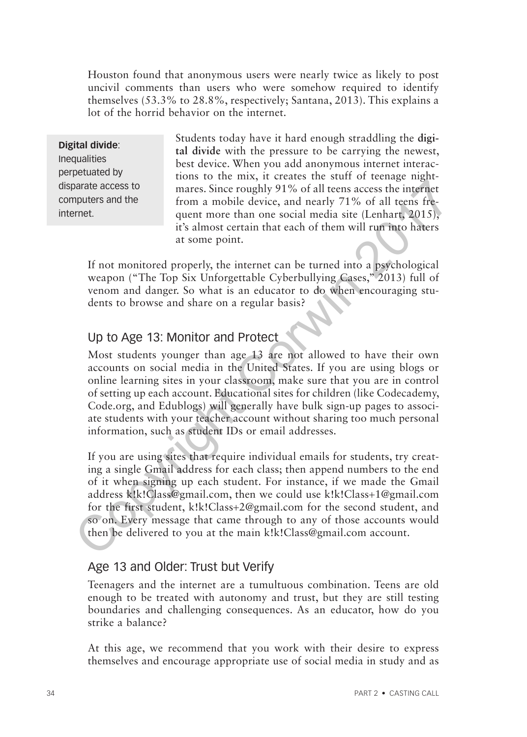Houston found that anonymous users were nearly twice as likely to post uncivil comments than users who were somehow required to identify themselves (53.3% to 28.8%, respectively; Santana, 2013). This explains a lot of the horrid behavior on the internet.

> **Digital divide**: Inequalities perpetuated by disparate access to computers and the internet.

Students today have it hard enough straddling the **digital divide** with the pressure to be carrying the newest, best device. When you add anonymous internet interactions to the mix, it creates the stuff of teenage nightmares. Since roughly 91% of all teens access the internet from a mobile device, and nearly 71% of all teens frequent more than one social media site (Lenhart, 2015), it's almost certain that each of them will run into haters at some point.

If not monitored properly, the internet can be turned into a psychological weapon ("The Top Six Unforgettable Cyberbullying Cases," 2013) full of venom and danger. So what is an educator to do when encouraging students to browse and share on a regular basis?

## Up to Age 13: Monitor and Protect

Most students younger than age 13 are not allowed to have their own accounts on social media in the United States. If you are using blogs or online learning sites in your classroom, make sure that you are in control of setting up each account. Educational sites for children (like Codecademy, Code.org, and Edublogs) will generally have bulk sign-up pages to associate students with your teacher account without sharing too much personal information, such as student IDs or email addresses.

If you are using sites that require individual emails for students, try creating a single Gmail address for each class; then append numbers to the end of it when signing up each student. For instance, if we made the Gmail address k!k!Class@gmail.com, then we could use k!k!Class+1@gmail.com for the first student, k!k!Class+2@gmail.com for the second student, and so on. Every message that came through to any of those accounts would then be delivered to you at the main k!k!Class@gmail.com account.

## Age 13 and Older: Trust but Verify

Teenagers and the internet are a tumultuous combination. Teens are old enough to be treated with autonomy and trust, but they are still testing boundaries and challenging consequences. As an educator, how do you strike a balance?

At this age, we recommend that you work with their desire to express themselves and encourage appropriate use of social media in study and as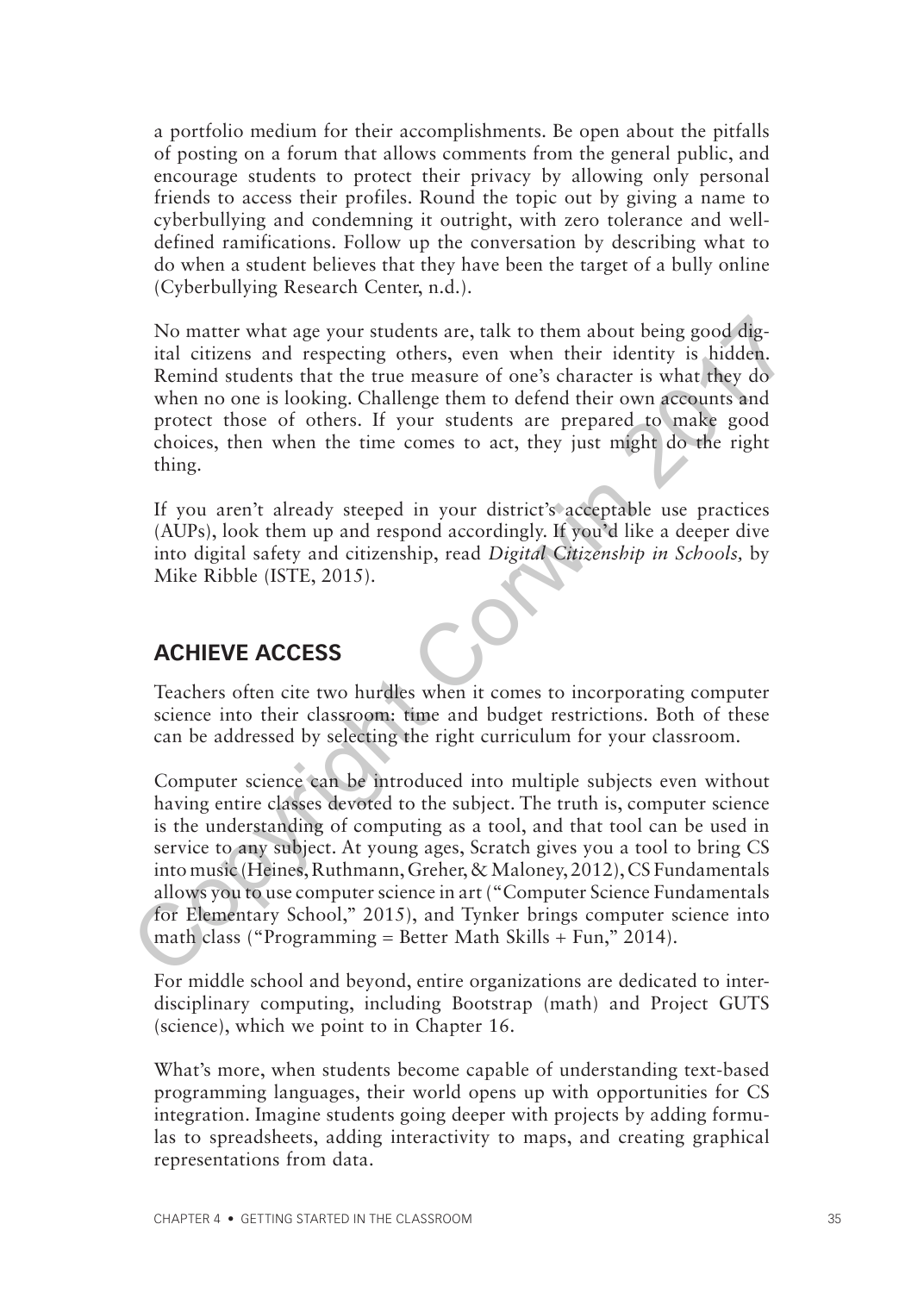a portfolio medium for their accomplishments. Be open about the pitfalls of posting on a forum that allows comments from the general public, and encourage students to protect their privacy by allowing only personal friends to access their profiles. Round the topic out by giving a name to cyberbullying and condemning it outright, with zero tolerance and well-defined ramifications. Follow up the conversation by describing what to do when a student believes that they have been the target of a bully online (Cyberbullying Research Center, n.d.).

No matter what age your students are, talk to them about being good digital citizens and respecting others, even when their identity is hidden. Remind students that the true measure of one's character is what they do when no one is looking. Challenge them to defend their own accounts and protect those of others. If your students are prepared to make good choices, then when the time comes to act, they just might do the right thing.

If you aren't already steeped in your district's acceptable use practices (AUPs), look them up and respond accordingly. If you'd like a deeper dive into digital safety and citizenship, read *Digital Citizenship in Schools,* by Mike Ribble (ISTE, 2015).

## ACHIEVE ACCESS

Teachers often cite two hurdles when it comes to incorporating computer science into their classroom: time and budget restrictions. Both of these can be addressed by selecting the right curriculum for your classroom.

Computer science can be introduced into multiple subjects even without having entire classes devoted to the subject. The truth is, computer science is the understanding of computing as a tool, and that tool can be used in service to any subject. At young ages, Scratch gives you a tool to bring CS into music (Heines, Ruthmann, Greher, & Maloney, 2012), CS Fundamentals allows you to use computer science in art ("Computer Science Fundamentals for Elementary School," 2015), and Tynker brings computer science into math class ("Programming = Better Math Skills + Fun," 2014).

For middle school and beyond, entire organizations are dedicated to interdisciplinary computing, including Bootstrap (math) and Project GUTS (science), which we point to in Chapter 16.

What's more, when students become capable of understanding text-based programming languages, their world opens up with opportunities for CS integration. Imagine students going deeper with projects by adding formulas to spreadsheets, adding interactivity to maps, and creating graphical representations from data.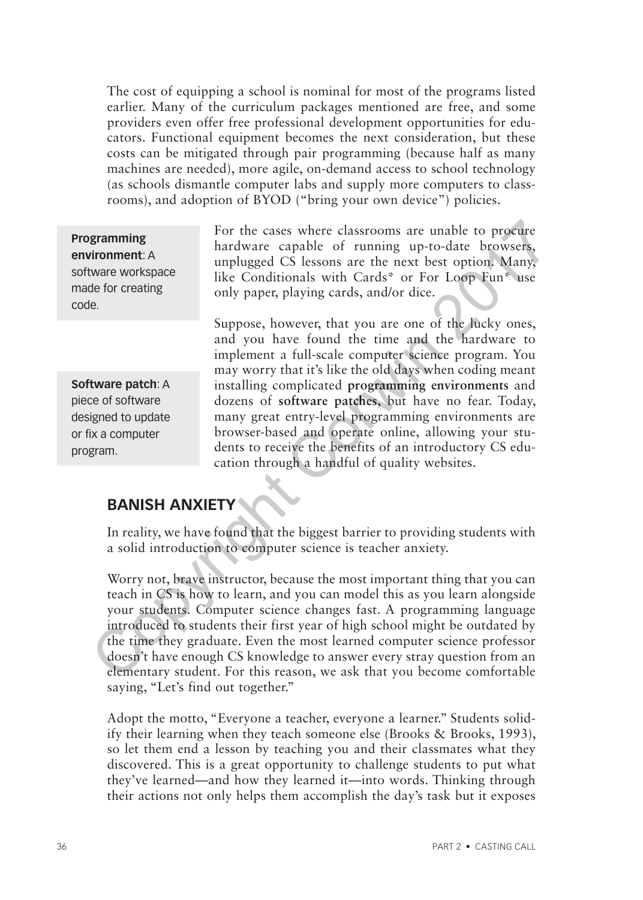The cost of equipping a school is nominal for most of the programs listed earlier. Many of the curriculum packages mentioned are free, and some providers even offer free professional development opportunities for educators. Functional equipment becomes the next consideration, but these costs can be mitigated through pair programming (because half as many machines are needed), more agile, on-demand access to school technology (as schools dismantle computer labs and supply more computers to classrooms), and adoption of BYOD ("bring your own device") policies.

> **Programming environment**: A software workspace made for creating code.

For the cases where classrooms are unable to procure hardware capable of running up-to-date browsers, unplugged CS lessons are the next best option. Many, like Conditionals with Cards* or For Loop Fun* use only paper, playing cards, and/or dice.

> **Software patch**: A piece of software designed to update or fix a computer program.

Suppose, however, that you are one of the lucky ones, and you have found the time and the hardware to implement a full-scale computer science program. You may worry that it's like the old days when coding meant installing complicated **programming environments** and dozens of **software patches**, but have no fear. Today, many great entry-level programming environments are browser-based and operate online, allowing your students to receive the benefits of an introductory CS education through a handful of quality websites.

## BANISH ANXIETY

In reality, we have found that the biggest barrier to providing students with a solid introduction to computer science is teacher anxiety.

Worry not, brave instructor, because the most important thing that you can teach in CS is how to learn, and you can model this as you learn alongside your students. Computer science changes fast. A programming language introduced to students their first year of high school might be outdated by the time they graduate. Even the most learned computer science professor doesn't have enough CS knowledge to answer every stray question from an elementary student. For this reason, we ask that you become comfortable saying, "Let's find out together."

Adopt the motto, "Everyone a teacher, everyone a learner." Students solidify their learning when they teach someone else (Brooks & Brooks, 1993), so let them end a lesson by teaching you and their classmates what they discovered. This is a great opportunity to challenge students to put what they've learned—and how they learned it—into words. Thinking through their actions not only helps them accomplish the day's task but it exposes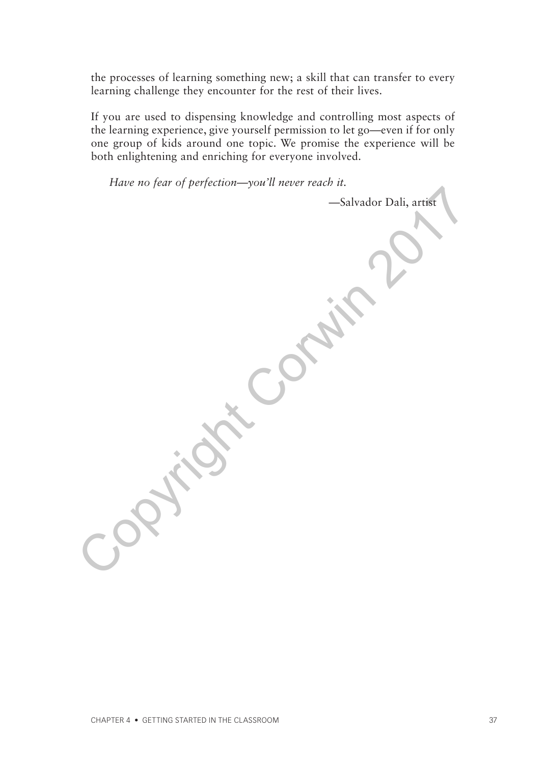the processes of learning something new; a skill that can transfer to every learning challenge they encounter for the rest of their lives.

If you are used to dispensing knowledge and controlling most aspects of the learning experience, give yourself permission to let go—even if for only one group of kids around one topic. We promise the experience will be both enlightening and enriching for everyone involved.

> *Have no fear of perfection—you'll never reach it.*
>
> —Salvador Dali, artist